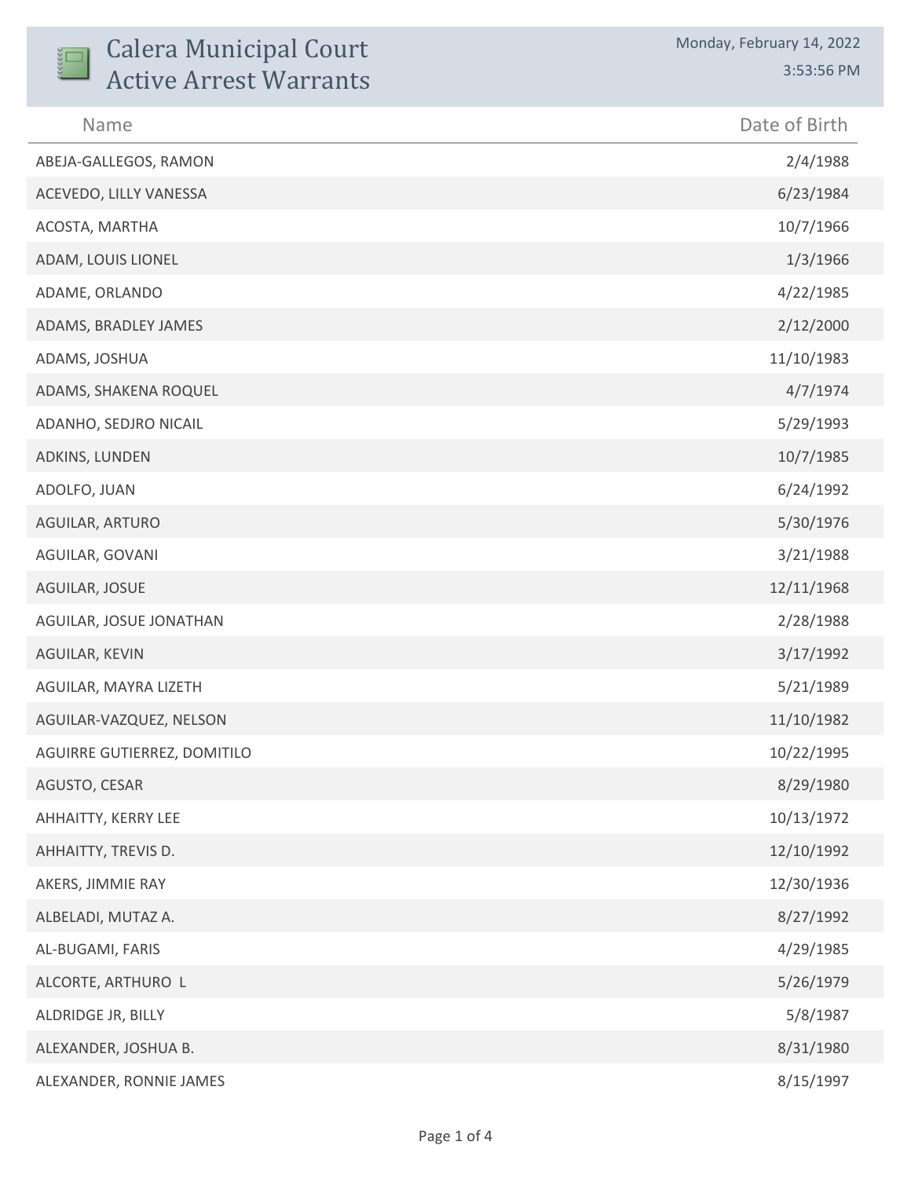# Calera Municipal Court Active Arrest Warrants

Monday, February 14, 2022
3:53:56 PM

| Name | Date of Birth |
|---|---|
| ABEJA-GALLEGOS, RAMON | 2/4/1988 |
| ACEVEDO, LILLY VANESSA | 6/23/1984 |
| ACOSTA, MARTHA | 10/7/1966 |
| ADAM, LOUIS LIONEL | 1/3/1966 |
| ADAME, ORLANDO | 4/22/1985 |
| ADAMS, BRADLEY JAMES | 2/12/2000 |
| ADAMS, JOSHUA | 11/10/1983 |
| ADAMS, SHAKENA ROQUEL | 4/7/1974 |
| ADANHO, SEDJRO NICAIL | 5/29/1993 |
| ADKINS, LUNDEN | 10/7/1985 |
| ADOLFO, JUAN | 6/24/1992 |
| AGUILAR, ARTURO | 5/30/1976 |
| AGUILAR, GOVANI | 3/21/1988 |
| AGUILAR, JOSUE | 12/11/1968 |
| AGUILAR, JOSUE JONATHAN | 2/28/1988 |
| AGUILAR, KEVIN | 3/17/1992 |
| AGUILAR, MAYRA LIZETH | 5/21/1989 |
| AGUILAR-VAZQUEZ, NELSON | 11/10/1982 |
| AGUIRRE GUTIERREZ, DOMITILO | 10/22/1995 |
| AGUSTO, CESAR | 8/29/1980 |
| AHHAITTY, KERRY LEE | 10/13/1972 |
| AHHAITTY, TREVIS D. | 12/10/1992 |
| AKERS, JIMMIE RAY | 12/30/1936 |
| ALBELADI, MUTAZ A. | 8/27/1992 |
| AL-BUGAMI, FARIS | 4/29/1985 |
| ALCORTE, ARTHURO L | 5/26/1979 |
| ALDRIDGE JR, BILLY | 5/8/1987 |
| ALEXANDER, JOSHUA B. | 8/31/1980 |
| ALEXANDER, RONNIE JAMES | 8/15/1997 |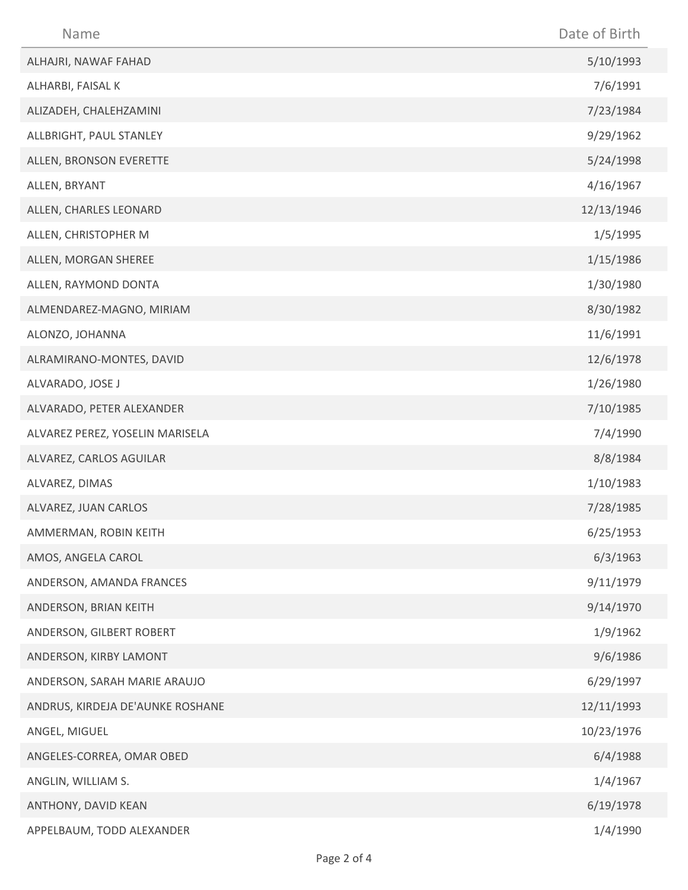| Name | Date of Birth |
|---|---|
| ALHAJRI, NAWAF FAHAD | 5/10/1993 |
| ALHARBI, FAISAL K | 7/6/1991 |
| ALIZADEH, CHALEHZAMINI | 7/23/1984 |
| ALLBRIGHT, PAUL STANLEY | 9/29/1962 |
| ALLEN, BRONSON EVERETTE | 5/24/1998 |
| ALLEN, BRYANT | 4/16/1967 |
| ALLEN, CHARLES LEONARD | 12/13/1946 |
| ALLEN, CHRISTOPHER M | 1/5/1995 |
| ALLEN, MORGAN SHEREE | 1/15/1986 |
| ALLEN, RAYMOND DONTA | 1/30/1980 |
| ALMENDAREZ-MAGNO, MIRIAM | 8/30/1982 |
| ALONZO, JOHANNA | 11/6/1991 |
| ALRAMIRANO-MONTES, DAVID | 12/6/1978 |
| ALVARADO, JOSE J | 1/26/1980 |
| ALVARADO, PETER ALEXANDER | 7/10/1985 |
| ALVAREZ PEREZ, YOSELIN MARISELA | 7/4/1990 |
| ALVAREZ, CARLOS AGUILAR | 8/8/1984 |
| ALVAREZ, DIMAS | 1/10/1983 |
| ALVAREZ, JUAN CARLOS | 7/28/1985 |
| AMMERMAN, ROBIN KEITH | 6/25/1953 |
| AMOS, ANGELA CAROL | 6/3/1963 |
| ANDERSON, AMANDA FRANCES | 9/11/1979 |
| ANDERSON, BRIAN KEITH | 9/14/1970 |
| ANDERSON, GILBERT ROBERT | 1/9/1962 |
| ANDERSON, KIRBY LAMONT | 9/6/1986 |
| ANDERSON, SARAH MARIE ARAUJO | 6/29/1997 |
| ANDRUS, KIRDEJA DE'AUNKE ROSHANE | 12/11/1993 |
| ANGEL, MIGUEL | 10/23/1976 |
| ANGELES-CORREA, OMAR OBED | 6/4/1988 |
| ANGLIN, WILLIAM S. | 1/4/1967 |
| ANTHONY, DAVID KEAN | 6/19/1978 |
| APPELBAUM, TODD ALEXANDER | 1/4/1990 |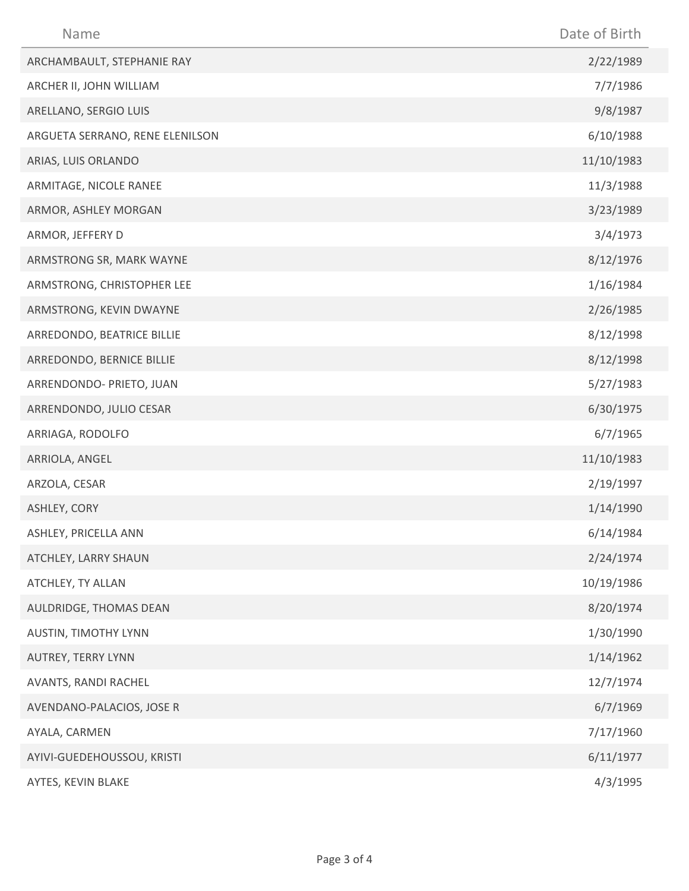| Name | Date of Birth |
| --- | --- |
| ARCHAMBAULT, STEPHANIE RAY | 2/22/1989 |
| ARCHER II, JOHN WILLIAM | 7/7/1986 |
| ARELLANO, SERGIO LUIS | 9/8/1987 |
| ARGUETA SERRANO, RENE ELENILSON | 6/10/1988 |
| ARIAS, LUIS ORLANDO | 11/10/1983 |
| ARMITAGE, NICOLE RANEE | 11/3/1988 |
| ARMOR, ASHLEY MORGAN | 3/23/1989 |
| ARMOR, JEFFERY D | 3/4/1973 |
| ARMSTRONG SR, MARK WAYNE | 8/12/1976 |
| ARMSTRONG, CHRISTOPHER LEE | 1/16/1984 |
| ARMSTRONG, KEVIN DWAYNE | 2/26/1985 |
| ARREDONDO, BEATRICE BILLIE | 8/12/1998 |
| ARREDONDO, BERNICE BILLIE | 8/12/1998 |
| ARRENDONDO- PRIETO, JUAN | 5/27/1983 |
| ARRENDONDO, JULIO CESAR | 6/30/1975 |
| ARRIAGA, RODOLFO | 6/7/1965 |
| ARRIOLA, ANGEL | 11/10/1983 |
| ARZOLA, CESAR | 2/19/1997 |
| ASHLEY, CORY | 1/14/1990 |
| ASHLEY, PRICELLA ANN | 6/14/1984 |
| ATCHLEY, LARRY SHAUN | 2/24/1974 |
| ATCHLEY, TY ALLAN | 10/19/1986 |
| AULDRIDGE, THOMAS DEAN | 8/20/1974 |
| AUSTIN, TIMOTHY LYNN | 1/30/1990 |
| AUTREY, TERRY LYNN | 1/14/1962 |
| AVANTS, RANDI RACHEL | 12/7/1974 |
| AVENDANO-PALACIOS, JOSE R | 6/7/1969 |
| AYALA, CARMEN | 7/17/1960 |
| AYIVI-GUEDEHOUSSOU, KRISTI | 6/11/1977 |
| AYTES, KEVIN BLAKE | 4/3/1995 |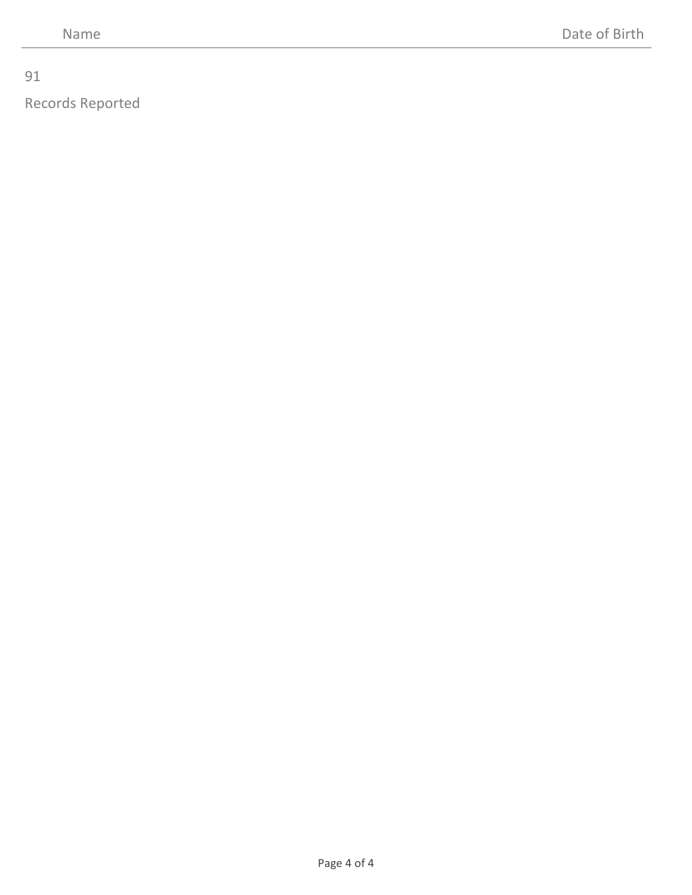| Name | Date of Birth |
| --- | --- |

91

Records Reported